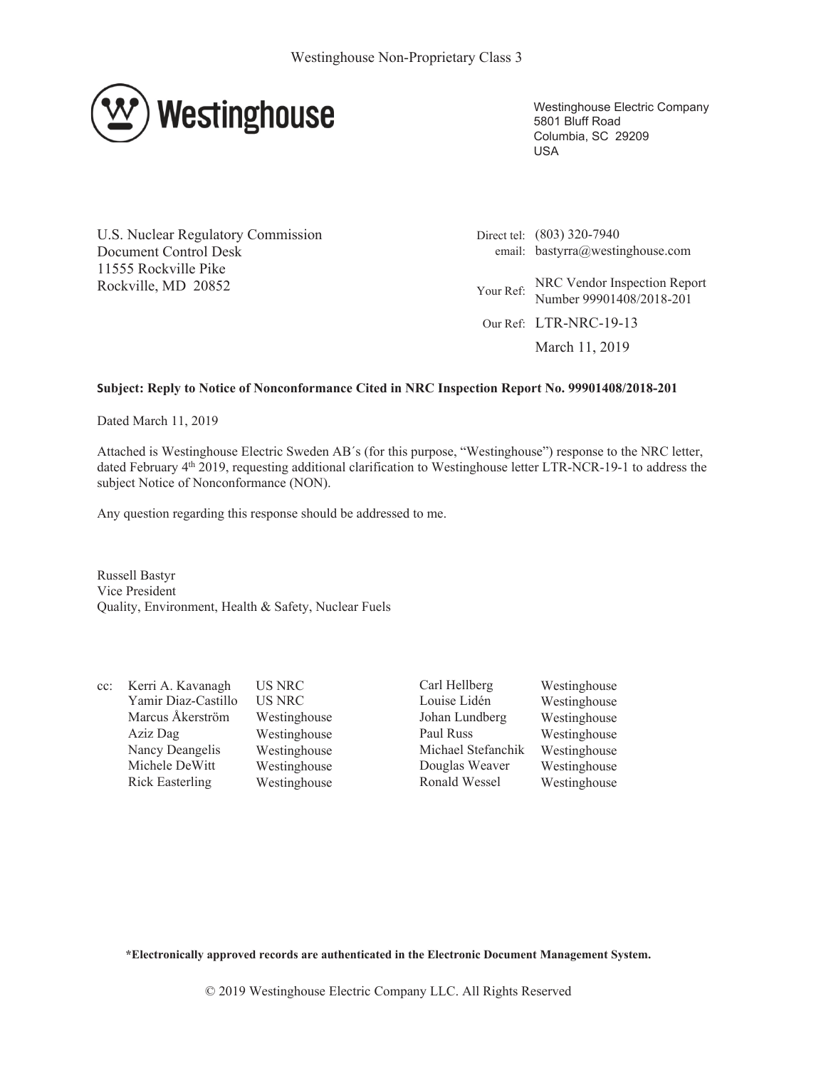Westinghouse Non-Proprietary Class 3

Westinghouse

Westinghouse Electric Company
5801 Bluff Road
Columbia, SC 29209
USA

U.S. Nuclear Regulatory Commission
Document Control Desk
11555 Rockville Pike
Rockville, MD 20852

Direct tel: (803) 320-7940
email: bastyrra@westinghouse.com

Your Ref: NRC Vendor Inspection Report Number 99901408/2018-201

Our Ref: LTR-NRC-19-13

March 11, 2019

**Subject: Reply to Notice of Nonconformance Cited in NRC Inspection Report No. 99901408/2018-201**

Dated March 11, 2019

Attached is Westinghouse Electric Sweden AB´s (for this purpose, "Westinghouse") response to the NRC letter, dated February 4th 2019, requesting additional clarification to Westinghouse letter LTR-NCR-19-1 to address the subject Notice of Nonconformance (NON).

Any question regarding this response should be addressed to me.

Russell Bastyr
Vice President
Quality, Environment, Health & Safety, Nuclear Fuels

cc:

| | | | |
|---|---|---|---|
| Kerri A. Kavanagh | US NRC | Carl Hellberg | Westinghouse |
| Yamir Diaz-Castillo | US NRC | Louise Lidén | Westinghouse |
| Marcus Åkerström | Westinghouse | Johan Lundberg | Westinghouse |
| Aziz Dag | Westinghouse | Paul Russ | Westinghouse |
| Nancy Deangelis | Westinghouse | Michael Stefanchik | Westinghouse |
| Michele DeWitt | Westinghouse | Douglas Weaver | Westinghouse |
| Rick Easterling | Westinghouse | Ronald Wessel | Westinghouse |

**\*Electronically approved records are authenticated in the Electronic Document Management System.**

© 2019 Westinghouse Electric Company LLC. All Rights Reserved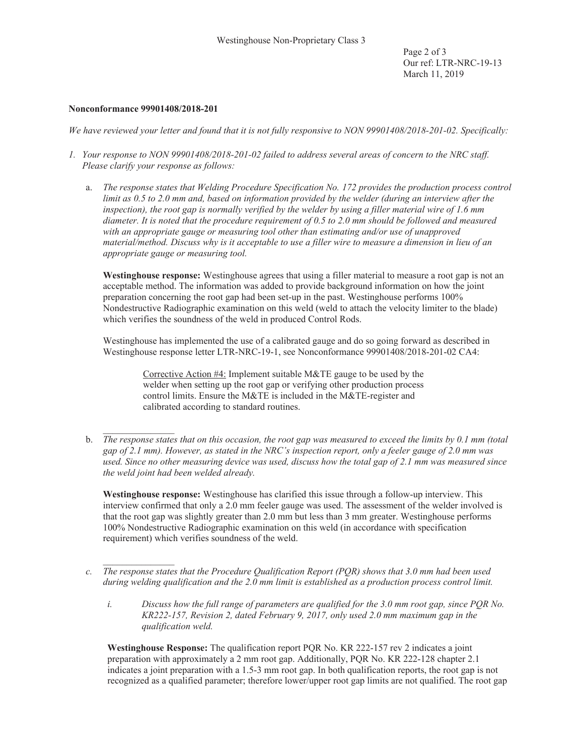**Nonconformance 99901408/2018-201**

*We have reviewed your letter and found that it is not fully responsive to NON 99901408/2018-201-02. Specifically:*

1. *Your response to NON 99901408/2018-201-02 failed to address several areas of concern to the NRC staff. Please clarify your response as follows:*

   a. *The response states that Welding Procedure Specification No. 172 provides the production process control limit as 0.5 to 2.0 mm and, based on information provided by the welder (during an interview after the inspection), the root gap is normally verified by the welder by using a filler material wire of 1.6 mm diameter. It is noted that the procedure requirement of 0.5 to 2.0 mm should be followed and measured with an appropriate gauge or measuring tool other than estimating and/or use of unapproved material/method. Discuss why is it acceptable to use a filler wire to measure a dimension in lieu of an appropriate gauge or measuring tool.*

   **Westinghouse response:** Westinghouse agrees that using a filler material to measure a root gap is not an acceptable method. The information was added to provide background information on how the joint preparation concerning the root gap had been set-up in the past. Westinghouse performs 100% Nondestructive Radiographic examination on this weld (weld to attach the velocity limiter to the blade) which verifies the soundness of the weld in produced Control Rods.

   Westinghouse has implemented the use of a calibrated gauge and do so going forward as described in Westinghouse response letter LTR-NRC-19-1, see Nonconformance 99901408/2018-201-02 CA4:

   > Corrective Action #4: Implement suitable M&TE gauge to be used by the welder when setting up the root gap or verifying other production process control limits. Ensure the M&TE is included in the M&TE-register and calibrated according to standard routines.

   ---

   b. *The response states that on this occasion, the root gap was measured to exceed the limits by 0.1 mm (total gap of 2.1 mm). However, as stated in the NRC's inspection report, only a feeler gauge of 2.0 mm was used. Since no other measuring device was used, discuss how the total gap of 2.1 mm was measured since the weld joint had been welded already.*

   **Westinghouse response:** Westinghouse has clarified this issue through a follow-up interview. This interview confirmed that only a 2.0 mm feeler gauge was used. The assessment of the welder involved is that the root gap was slightly greater than 2.0 mm but less than 3 mm greater. Westinghouse performs 100% Nondestructive Radiographic examination on this weld (in accordance with specification requirement) which verifies soundness of the weld.

   ---

   c. *The response states that the Procedure Qualification Report (PQR) shows that 3.0 mm had been used during welding qualification and the 2.0 mm limit is established as a production process control limit.*

      i. *Discuss how the full range of parameters are qualified for the 3.0 mm root gap, since PQR No. KR222-157, Revision 2, dated February 9, 2017, only used 2.0 mm maximum gap in the qualification weld.*

   **Westinghouse Response:** The qualification report PQR No. KR 222-157 rev 2 indicates a joint preparation with approximately a 2 mm root gap. Additionally, PQR No. KR 222-128 chapter 2.1 indicates a joint preparation with a 1.5-3 mm root gap. In both qualification reports, the root gap is not recognized as a qualified parameter; therefore lower/upper root gap limits are not qualified. The root gap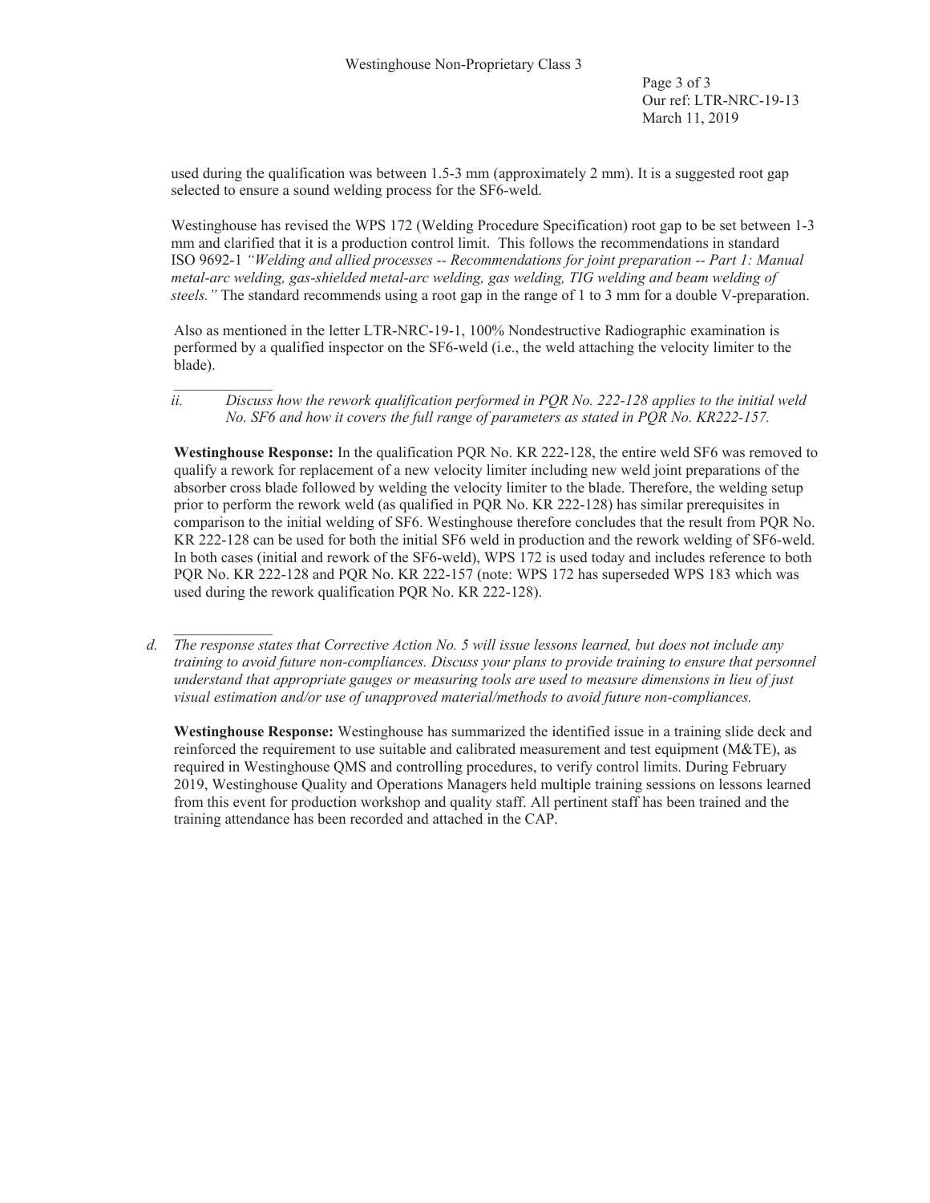used during the qualification was between 1.5-3 mm (approximately 2 mm). It is a suggested root gap selected to ensure a sound welding process for the SF6-weld.

Westinghouse has revised the WPS 172 (Welding Procedure Specification) root gap to be set between 1-3 mm and clarified that it is a production control limit. This follows the recommendations in standard ISO 9692-1 *"Welding and allied processes -- Recommendations for joint preparation -- Part 1: Manual metal-arc welding, gas-shielded metal-arc welding, gas welding, TIG welding and beam welding of steels."* The standard recommends using a root gap in the range of 1 to 3 mm for a double V-preparation.

Also as mentioned in the letter LTR-NRC-19-1, 100% Nondestructive Radiographic examination is performed by a qualified inspector on the SF6-weld (i.e., the weld attaching the velocity limiter to the blade).

---

*ii. Discuss how the rework qualification performed in PQR No. 222-128 applies to the initial weld No. SF6 and how it covers the full range of parameters as stated in PQR No. KR222-157.*

**Westinghouse Response:** In the qualification PQR No. KR 222-128, the entire weld SF6 was removed to qualify a rework for replacement of a new velocity limiter including new weld joint preparations of the absorber cross blade followed by welding the velocity limiter to the blade. Therefore, the welding setup prior to perform the rework weld (as qualified in PQR No. KR 222-128) has similar prerequisites in comparison to the initial welding of SF6. Westinghouse therefore concludes that the result from PQR No. KR 222-128 can be used for both the initial SF6 weld in production and the rework welding of SF6-weld. In both cases (initial and rework of the SF6-weld), WPS 172 is used today and includes reference to both PQR No. KR 222-128 and PQR No. KR 222-157 (note: WPS 172 has superseded WPS 183 which was used during the rework qualification PQR No. KR 222-128).

---

*d. The response states that Corrective Action No. 5 will issue lessons learned, but does not include any training to avoid future non-compliances. Discuss your plans to provide training to ensure that personnel understand that appropriate gauges or measuring tools are used to measure dimensions in lieu of just visual estimation and/or use of unapproved material/methods to avoid future non-compliances.*

**Westinghouse Response:** Westinghouse has summarized the identified issue in a training slide deck and reinforced the requirement to use suitable and calibrated measurement and test equipment (M&TE), as required in Westinghouse QMS and controlling procedures, to verify control limits. During February 2019, Westinghouse Quality and Operations Managers held multiple training sessions on lessons learned from this event for production workshop and quality staff. All pertinent staff has been trained and the training attendance has been recorded and attached in the CAP.